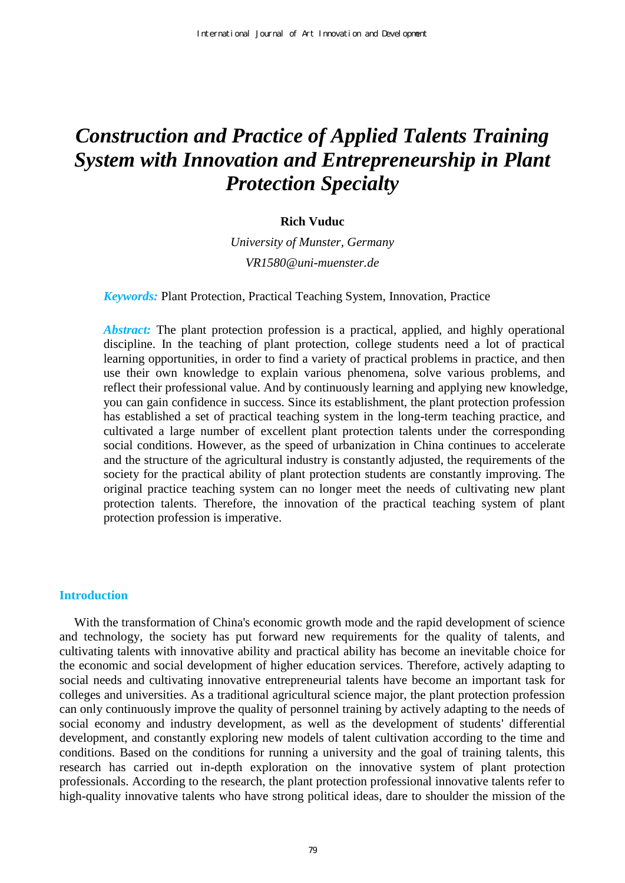// Construction and Practice of Applied Talents Training System with Innovation and Entrepreneurship in Plant Protection Specialty

# *Construction and Practice of Applied Talents Training System with Innovation and Entrepreneurship in Plant Protection Specialty*

**Rich Vuduc**

*University of Munster, Germany*

*VR1580@uni-muenster.de*

***Keywords:*** Plant Protection, Practical Teaching System, Innovation, Practice

***Abstract:*** The plant protection profession is a practical, applied, and highly operational discipline. In the teaching of plant protection, college students need a lot of practical learning opportunities, in order to find a variety of practical problems in practice, and then use their own knowledge to explain various phenomena, solve various problems, and reflect their professional value. And by continuously learning and applying new knowledge, you can gain confidence in success. Since its establishment, the plant protection profession has established a set of practical teaching system in the long-term teaching practice, and cultivated a large number of excellent plant protection talents under the corresponding social conditions. However, as the speed of urbanization in China continues to accelerate and the structure of the agricultural industry is constantly adjusted, the requirements of the society for the practical ability of plant protection students are constantly improving. The original practice teaching system can no longer meet the needs of cultivating new plant protection talents. Therefore, the innovation of the practical teaching system of plant protection profession is imperative.

## Introduction

With the transformation of China's economic growth mode and the rapid development of science and technology, the society has put forward new requirements for the quality of talents, and cultivating talents with innovative ability and practical ability has become an inevitable choice for the economic and social development of higher education services. Therefore, actively adapting to social needs and cultivating innovative entrepreneurial talents have become an important task for colleges and universities. As a traditional agricultural science major, the plant protection profession can only continuously improve the quality of personnel training by actively adapting to the needs of social economy and industry development, as well as the development of students' differential development, and constantly exploring new models of talent cultivation according to the time and conditions. Based on the conditions for running a university and the goal of training talents, this research has carried out in-depth exploration on the innovative system of plant protection professionals. According to the research, the plant protection professional innovative talents refer to high-quality innovative talents who have strong political ideas, dare to shoulder the mission of the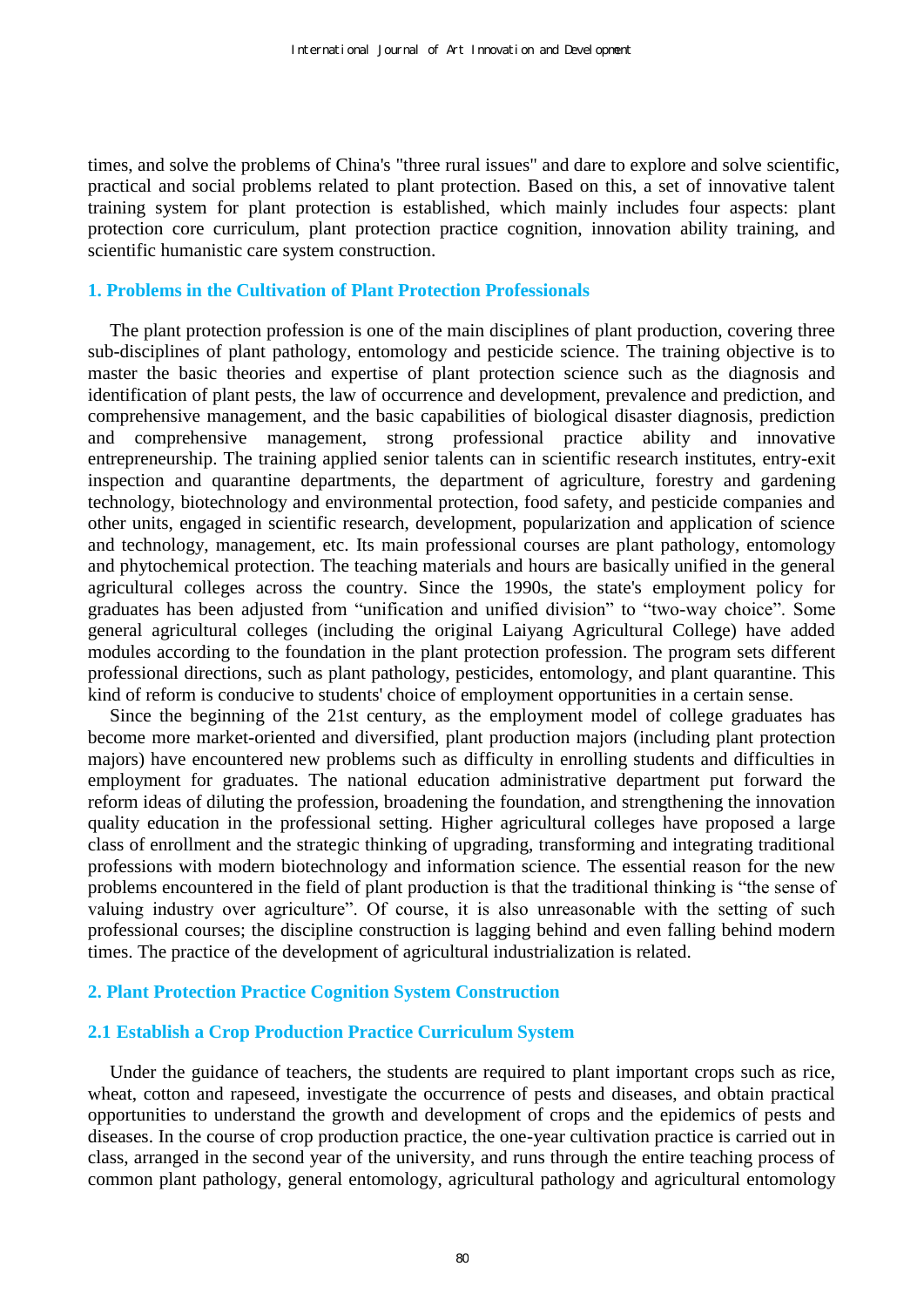times, and solve the problems of China's "three rural issues" and dare to explore and solve scientific, practical and social problems related to plant protection. Based on this, a set of innovative talent training system for plant protection is established, which mainly includes four aspects: plant protection core curriculum, plant protection practice cognition, innovation ability training, and scientific humanistic care system construction.

## 1. Problems in the Cultivation of Plant Protection Professionals

The plant protection profession is one of the main disciplines of plant production, covering three sub-disciplines of plant pathology, entomology and pesticide science. The training objective is to master the basic theories and expertise of plant protection science such as the diagnosis and identification of plant pests, the law of occurrence and development, prevalence and prediction, and comprehensive management, and the basic capabilities of biological disaster diagnosis, prediction and comprehensive management, strong professional practice ability and innovative entrepreneurship. The training applied senior talents can in scientific research institutes, entry-exit inspection and quarantine departments, the department of agriculture, forestry and gardening technology, biotechnology and environmental protection, food safety, and pesticide companies and other units, engaged in scientific research, development, popularization and application of science and technology, management, etc. Its main professional courses are plant pathology, entomology and phytochemical protection. The teaching materials and hours are basically unified in the general agricultural colleges across the country. Since the 1990s, the state's employment policy for graduates has been adjusted from "unification and unified division" to "two-way choice". Some general agricultural colleges (including the original Laiyang Agricultural College) have added modules according to the foundation in the plant protection profession. The program sets different professional directions, such as plant pathology, pesticides, entomology, and plant quarantine. This kind of reform is conducive to students' choice of employment opportunities in a certain sense.

Since the beginning of the 21st century, as the employment model of college graduates has become more market-oriented and diversified, plant production majors (including plant protection majors) have encountered new problems such as difficulty in enrolling students and difficulties in employment for graduates. The national education administrative department put forward the reform ideas of diluting the profession, broadening the foundation, and strengthening the innovation quality education in the professional setting. Higher agricultural colleges have proposed a large class of enrollment and the strategic thinking of upgrading, transforming and integrating traditional professions with modern biotechnology and information science. The essential reason for the new problems encountered in the field of plant production is that the traditional thinking is "the sense of valuing industry over agriculture". Of course, it is also unreasonable with the setting of such professional courses; the discipline construction is lagging behind and even falling behind modern times. The practice of the development of agricultural industrialization is related.

## 2. Plant Protection Practice Cognition System Construction

### 2.1 Establish a Crop Production Practice Curriculum System

Under the guidance of teachers, the students are required to plant important crops such as rice, wheat, cotton and rapeseed, investigate the occurrence of pests and diseases, and obtain practical opportunities to understand the growth and development of crops and the epidemics of pests and diseases. In the course of crop production practice, the one-year cultivation practice is carried out in class, arranged in the second year of the university, and runs through the entire teaching process of common plant pathology, general entomology, agricultural pathology and agricultural entomology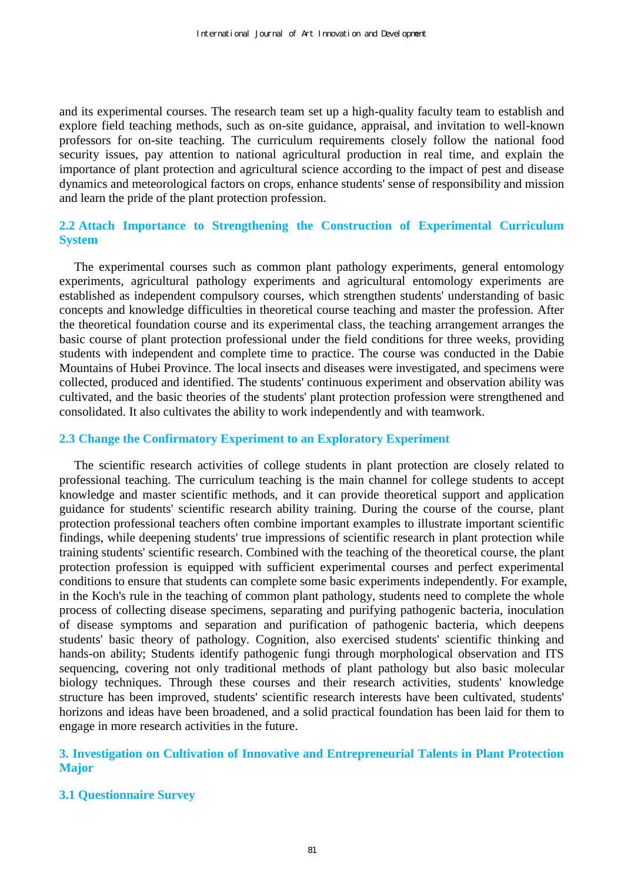and its experimental courses. The research team set up a high-quality faculty team to establish and explore field teaching methods, such as on-site guidance, appraisal, and invitation to well-known professors for on-site teaching. The curriculum requirements closely follow the national food security issues, pay attention to national agricultural production in real time, and explain the importance of plant protection and agricultural science according to the impact of pest and disease dynamics and meteorological factors on crops, enhance students' sense of responsibility and mission and learn the pride of the plant protection profession.

### 2.2 Attach Importance to Strengthening the Construction of Experimental Curriculum System

The experimental courses such as common plant pathology experiments, general entomology experiments, agricultural pathology experiments and agricultural entomology experiments are established as independent compulsory courses, which strengthen students' understanding of basic concepts and knowledge difficulties in theoretical course teaching and master the profession. After the theoretical foundation course and its experimental class, the teaching arrangement arranges the basic course of plant protection professional under the field conditions for three weeks, providing students with independent and complete time to practice. The course was conducted in the Dabie Mountains of Hubei Province. The local insects and diseases were investigated, and specimens were collected, produced and identified. The students' continuous experiment and observation ability was cultivated, and the basic theories of the students' plant protection profession were strengthened and consolidated. It also cultivates the ability to work independently and with teamwork.

### 2.3 Change the Confirmatory Experiment to an Exploratory Experiment

The scientific research activities of college students in plant protection are closely related to professional teaching. The curriculum teaching is the main channel for college students to accept knowledge and master scientific methods, and it can provide theoretical support and application guidance for students' scientific research ability training. During the course of the course, plant protection professional teachers often combine important examples to illustrate important scientific findings, while deepening students' true impressions of scientific research in plant protection while training students' scientific research. Combined with the teaching of the theoretical course, the plant protection profession is equipped with sufficient experimental courses and perfect experimental conditions to ensure that students can complete some basic experiments independently. For example, in the Koch's rule in the teaching of common plant pathology, students need to complete the whole process of collecting disease specimens, separating and purifying pathogenic bacteria, inoculation of disease symptoms and separation and purification of pathogenic bacteria, which deepens students' basic theory of pathology. Cognition, also exercised students' scientific thinking and hands-on ability; Students identify pathogenic fungi through morphological observation and ITS sequencing, covering not only traditional methods of plant pathology but also basic molecular biology techniques. Through these courses and their research activities, students' knowledge structure has been improved, students' scientific research interests have been cultivated, students' horizons and ideas have been broadened, and a solid practical foundation has been laid for them to engage in more research activities in the future.

## 3. Investigation on Cultivation of Innovative and Entrepreneurial Talents in Plant Protection Major

### 3.1 Questionnaire Survey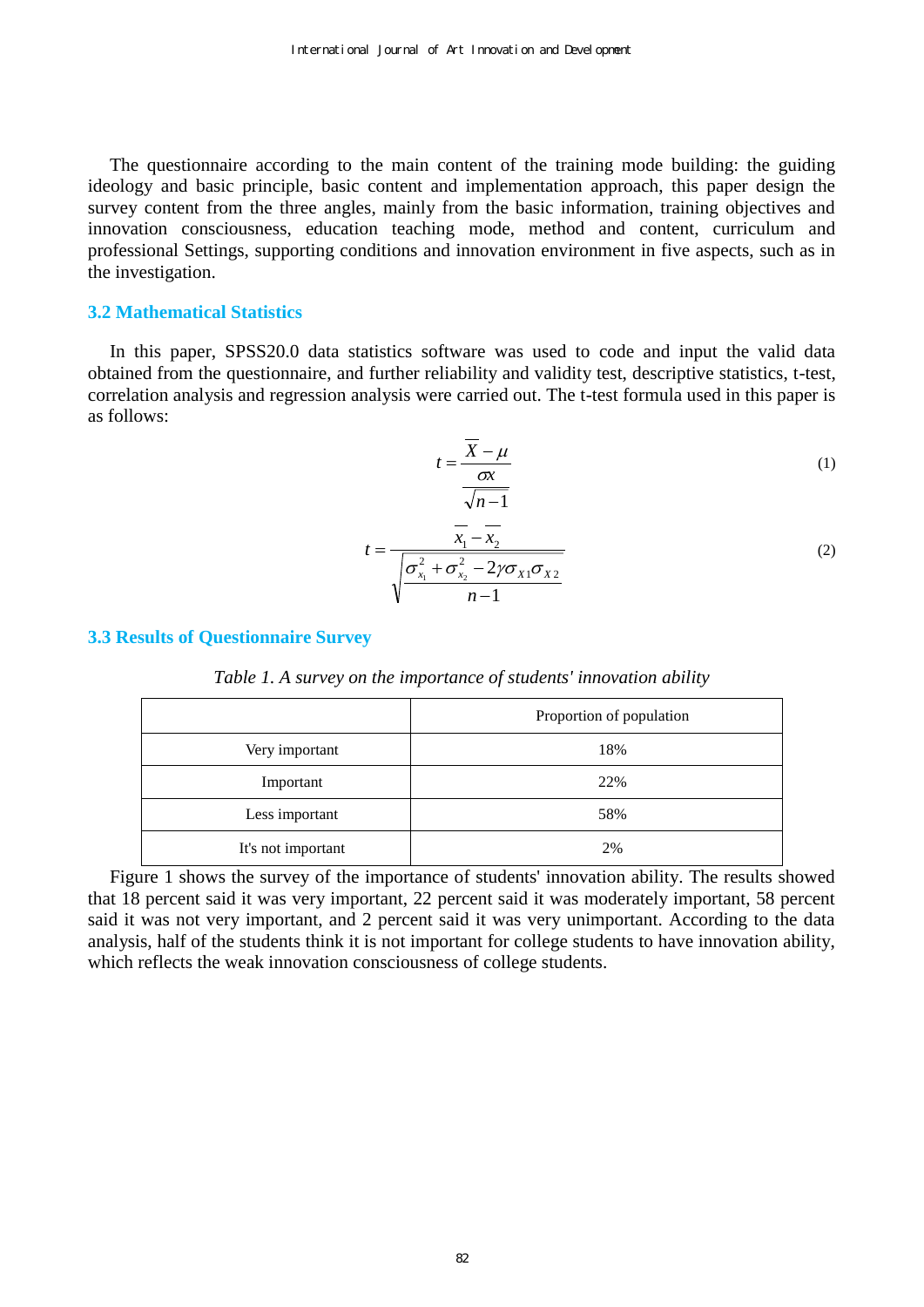The questionnaire according to the main content of the training mode building: the guiding ideology and basic principle, basic content and implementation approach, this paper design the survey content from the three angles, mainly from the basic information, training objectives and innovation consciousness, education teaching mode, method and content, curriculum and professional Settings, supporting conditions and innovation environment in five aspects, such as in the investigation.

### 3.2 Mathematical Statistics

In this paper, SPSS20.0 data statistics software was used to code and input the valid data obtained from the questionnaire, and further reliability and validity test, descriptive statistics, t-test, correlation analysis and regression analysis were carried out. The t-test formula used in this paper is as follows:

$$t = \frac{\overline{X} - \mu}{\frac{\sigma x}{\sqrt{n-1}}} \tag{1}$$

$$t = \frac{\overline{x_1} - \overline{x_2}}{\sqrt{\frac{\sigma_{x_1}^2 + \sigma_{x_2}^2 - 2\gamma\sigma_{X1}\sigma_{X2}}{n-1}}} \tag{2}$$

### 3.3 Results of Questionnaire Survey

*Table 1. A survey on the importance of students' innovation ability*

| | Proportion of population |
|---|---|
| Very important | 18% |
| Important | 22% |
| Less important | 58% |
| It's not important | 2% |

Figure 1 shows the survey of the importance of students' innovation ability. The results showed that 18 percent said it was very important, 22 percent said it was moderately important, 58 percent said it was not very important, and 2 percent said it was very unimportant. According to the data analysis, half of the students think it is not important for college students to have innovation ability, which reflects the weak innovation consciousness of college students.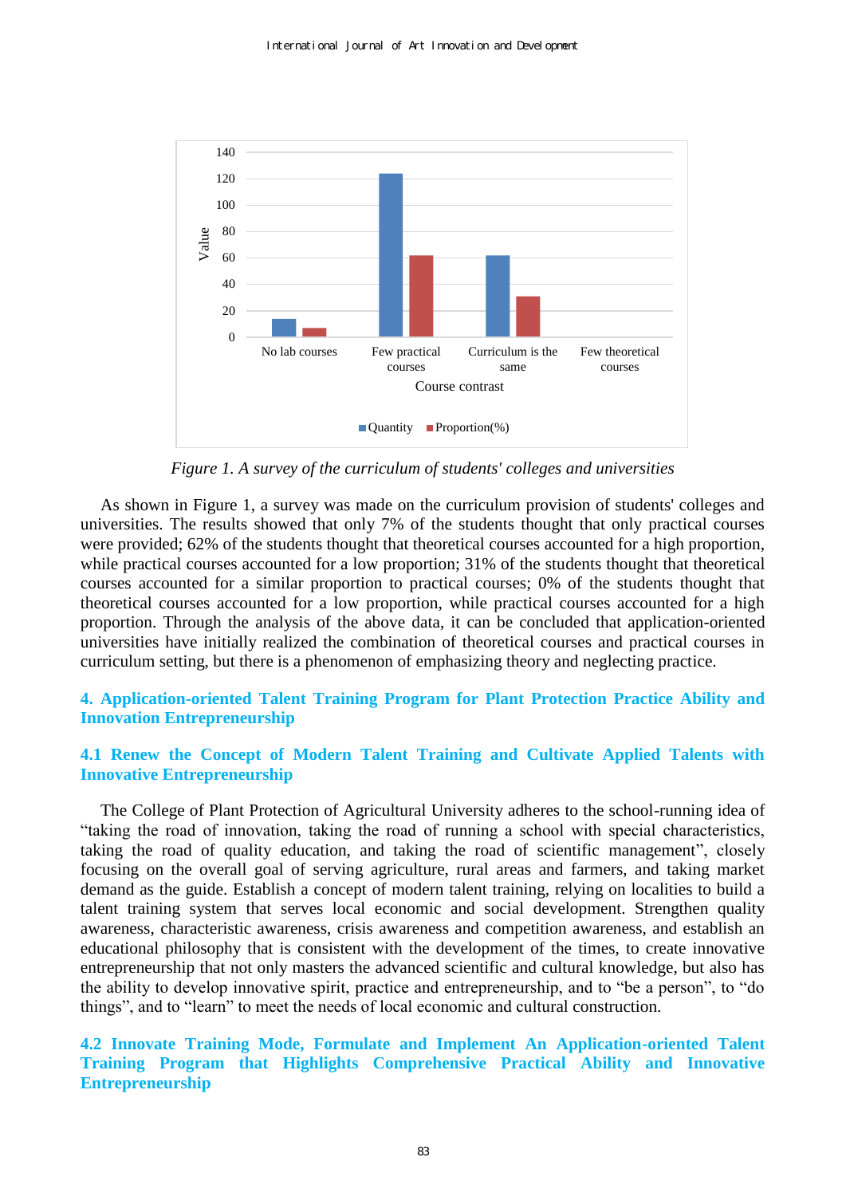Figure 1. *A survey of the curriculum of students' colleges and universities*

As shown in Figure 1, a survey was made on the curriculum provision of students' colleges and universities. The results showed that only 7% of the students thought that only practical courses were provided; 62% of the students thought that theoretical courses accounted for a high proportion, while practical courses accounted for a low proportion; 31% of the students thought that theoretical courses accounted for a similar proportion to practical courses; 0% of the students thought that theoretical courses accounted for a low proportion, while practical courses accounted for a high proportion. Through the analysis of the above data, it can be concluded that application-oriented universities have initially realized the combination of theoretical courses and practical courses in curriculum setting, but there is a phenomenon of emphasizing theory and neglecting practice.

## 4. Application-oriented Talent Training Program for Plant Protection Practice Ability and Innovation Entrepreneurship

### 4.1 Renew the Concept of Modern Talent Training and Cultivate Applied Talents with Innovative Entrepreneurship

The College of Plant Protection of Agricultural University adheres to the school-running idea of "taking the road of innovation, taking the road of running a school with special characteristics, taking the road of quality education, and taking the road of scientific management", closely focusing on the overall goal of serving agriculture, rural areas and farmers, and taking market demand as the guide. Establish a concept of modern talent training, relying on localities to build a talent training system that serves local economic and social development. Strengthen quality awareness, characteristic awareness, crisis awareness and competition awareness, and establish an educational philosophy that is consistent with the development of the times, to create innovative entrepreneurship that not only masters the advanced scientific and cultural knowledge, but also has the ability to develop innovative spirit, practice and entrepreneurship, and to "be a person", to "do things", and to "learn" to meet the needs of local economic and cultural construction.

### 4.2 Innovate Training Mode, Formulate and Implement An Application-oriented Talent Training Program that Highlights Comprehensive Practical Ability and Innovative Entrepreneurship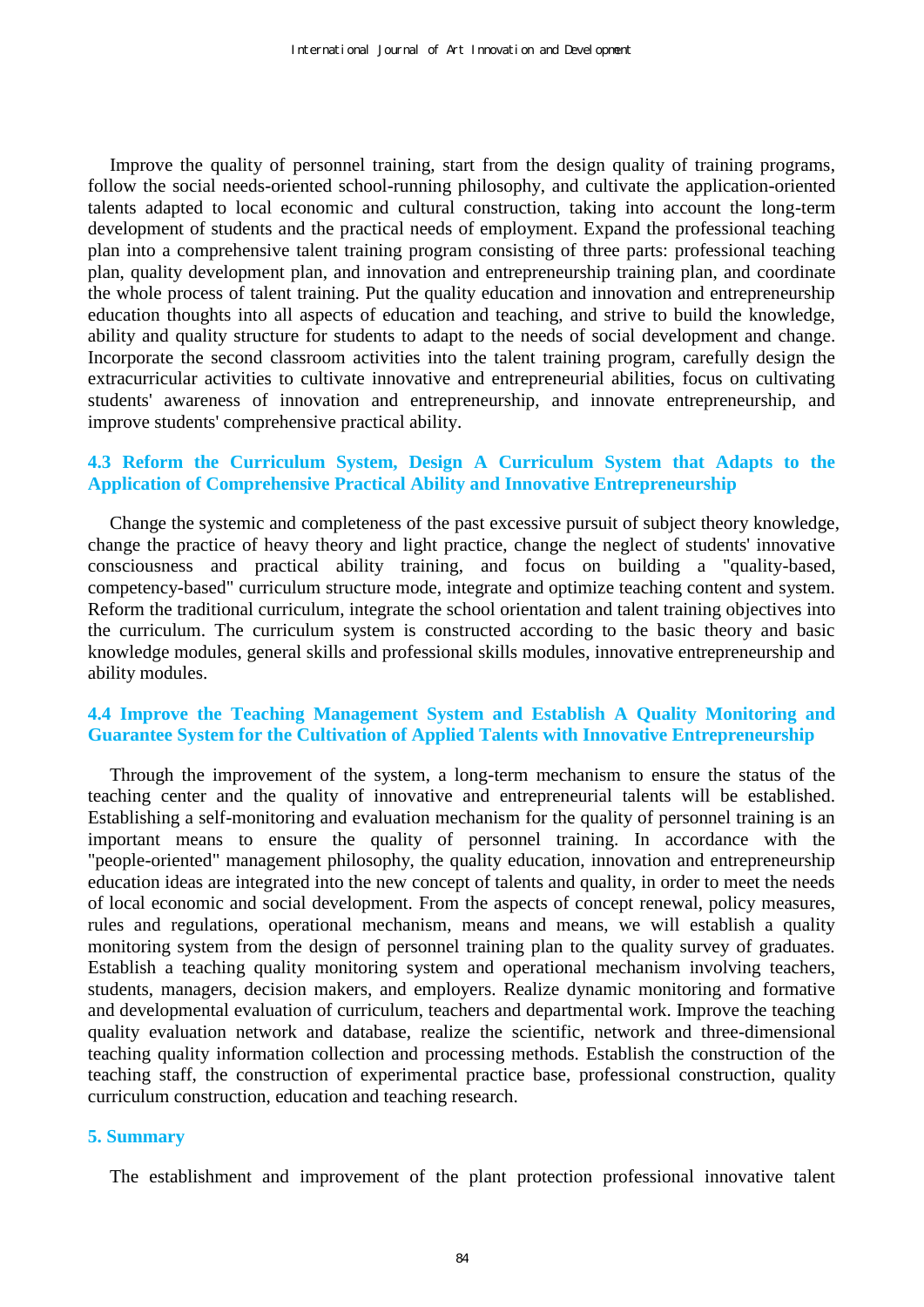Improve the quality of personnel training, start from the design quality of training programs, follow the social needs-oriented school-running philosophy, and cultivate the application-oriented talents adapted to local economic and cultural construction, taking into account the long-term development of students and the practical needs of employment. Expand the professional teaching plan into a comprehensive talent training program consisting of three parts: professional teaching plan, quality development plan, and innovation and entrepreneurship training plan, and coordinate the whole process of talent training. Put the quality education and innovation and entrepreneurship education thoughts into all aspects of education and teaching, and strive to build the knowledge, ability and quality structure for students to adapt to the needs of social development and change. Incorporate the second classroom activities into the talent training program, carefully design the extracurricular activities to cultivate innovative and entrepreneurial abilities, focus on cultivating students' awareness of innovation and entrepreneurship, and innovate entrepreneurship, and improve students' comprehensive practical ability.

### 4.3 Reform the Curriculum System, Design A Curriculum System that Adapts to the Application of Comprehensive Practical Ability and Innovative Entrepreneurship

Change the systemic and completeness of the past excessive pursuit of subject theory knowledge, change the practice of heavy theory and light practice, change the neglect of students' innovative consciousness and practical ability training, and focus on building a "quality-based, competency-based" curriculum structure mode, integrate and optimize teaching content and system. Reform the traditional curriculum, integrate the school orientation and talent training objectives into the curriculum. The curriculum system is constructed according to the basic theory and basic knowledge modules, general skills and professional skills modules, innovative entrepreneurship and ability modules.

### 4.4 Improve the Teaching Management System and Establish A Quality Monitoring and Guarantee System for the Cultivation of Applied Talents with Innovative Entrepreneurship

Through the improvement of the system, a long-term mechanism to ensure the status of the teaching center and the quality of innovative and entrepreneurial talents will be established. Establishing a self-monitoring and evaluation mechanism for the quality of personnel training is an important means to ensure the quality of personnel training. In accordance with the "people-oriented" management philosophy, the quality education, innovation and entrepreneurship education ideas are integrated into the new concept of talents and quality, in order to meet the needs of local economic and social development. From the aspects of concept renewal, policy measures, rules and regulations, operational mechanism, means and means, we will establish a quality monitoring system from the design of personnel training plan to the quality survey of graduates. Establish a teaching quality monitoring system and operational mechanism involving teachers, students, managers, decision makers, and employers. Realize dynamic monitoring and formative and developmental evaluation of curriculum, teachers and departmental work. Improve the teaching quality evaluation network and database, realize the scientific, network and three-dimensional teaching quality information collection and processing methods. Establish the construction of the teaching staff, the construction of experimental practice base, professional construction, quality curriculum construction, education and teaching research.

## 5. Summary

The establishment and improvement of the plant protection professional innovative talent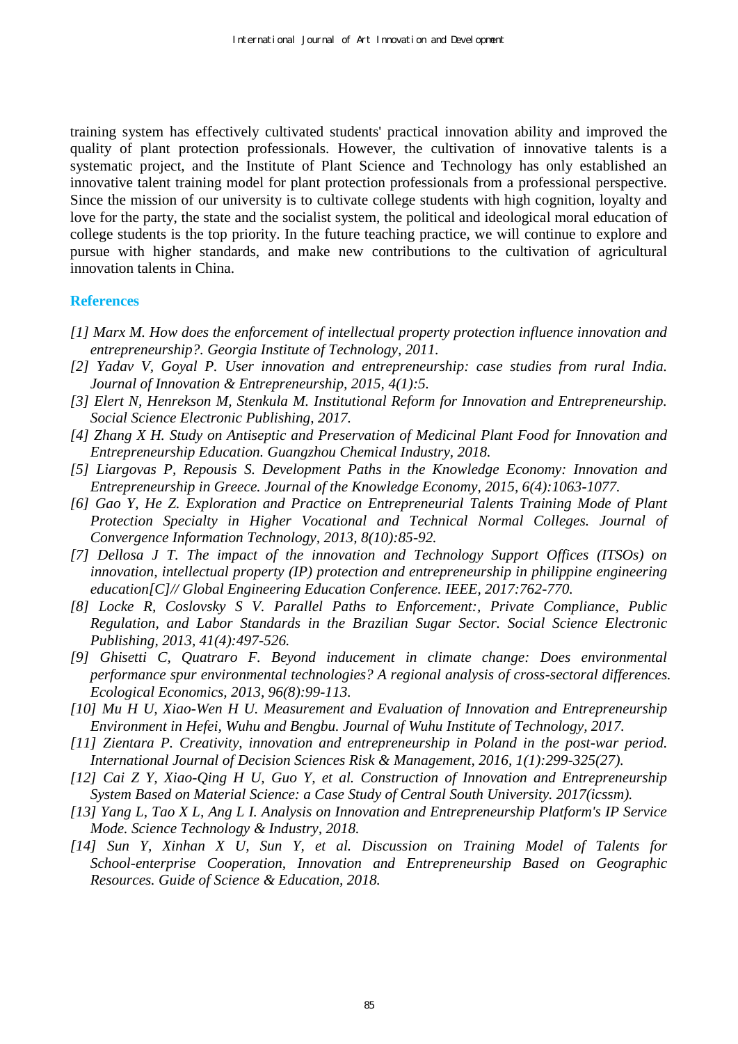training system has effectively cultivated students' practical innovation ability and improved the quality of plant protection professionals. However, the cultivation of innovative talents is a systematic project, and the Institute of Plant Science and Technology has only established an innovative talent training model for plant protection professionals from a professional perspective. Since the mission of our university is to cultivate college students with high cognition, loyalty and love for the party, the state and the socialist system, the political and ideological moral education of college students is the top priority. In the future teaching practice, we will continue to explore and pursue with higher standards, and make new contributions to the cultivation of agricultural innovation talents in China.

## References

*[1] Marx M. How does the enforcement of intellectual property protection influence innovation and entrepreneurship?. Georgia Institute of Technology, 2011.*

*[2] Yadav V, Goyal P. User innovation and entrepreneurship: case studies from rural India. Journal of Innovation & Entrepreneurship, 2015, 4(1):5.*

*[3] Elert N, Henrekson M, Stenkula M. Institutional Reform for Innovation and Entrepreneurship. Social Science Electronic Publishing, 2017.*

*[4] Zhang X H. Study on Antiseptic and Preservation of Medicinal Plant Food for Innovation and Entrepreneurship Education. Guangzhou Chemical Industry, 2018.*

*[5] Liargovas P, Repousis S. Development Paths in the Knowledge Economy: Innovation and Entrepreneurship in Greece. Journal of the Knowledge Economy, 2015, 6(4):1063-1077.*

*[6] Gao Y, He Z. Exploration and Practice on Entrepreneurial Talents Training Mode of Plant Protection Specialty in Higher Vocational and Technical Normal Colleges. Journal of Convergence Information Technology, 2013, 8(10):85-92.*

*[7] Dellosa J T. The impact of the innovation and Technology Support Offices (ITSOs) on innovation, intellectual property (IP) protection and entrepreneurship in philippine engineering education[C]// Global Engineering Education Conference. IEEE, 2017:762-770.*

*[8] Locke R, Coslovsky S V. Parallel Paths to Enforcement:, Private Compliance, Public Regulation, and Labor Standards in the Brazilian Sugar Sector. Social Science Electronic Publishing, 2013, 41(4):497-526.*

*[9] Ghisetti C, Quatraro F. Beyond inducement in climate change: Does environmental performance spur environmental technologies? A regional analysis of cross-sectoral differences. Ecological Economics, 2013, 96(8):99-113.*

*[10] Mu H U, Xiao-Wen H U. Measurement and Evaluation of Innovation and Entrepreneurship Environment in Hefei, Wuhu and Bengbu. Journal of Wuhu Institute of Technology, 2017.*

*[11] Zientara P. Creativity, innovation and entrepreneurship in Poland in the post-war period. International Journal of Decision Sciences Risk & Management, 2016, 1(1):299-325(27).*

*[12] Cai Z Y, Xiao-Qing H U, Guo Y, et al. Construction of Innovation and Entrepreneurship System Based on Material Science: a Case Study of Central South University. 2017(icssm).*

*[13] Yang L, Tao X L, Ang L I. Analysis on Innovation and Entrepreneurship Platform's IP Service Mode. Science Technology & Industry, 2018.*

*[14] Sun Y, Xinhan X U, Sun Y, et al. Discussion on Training Model of Talents for School-enterprise Cooperation, Innovation and Entrepreneurship Based on Geographic Resources. Guide of Science & Education, 2018.*